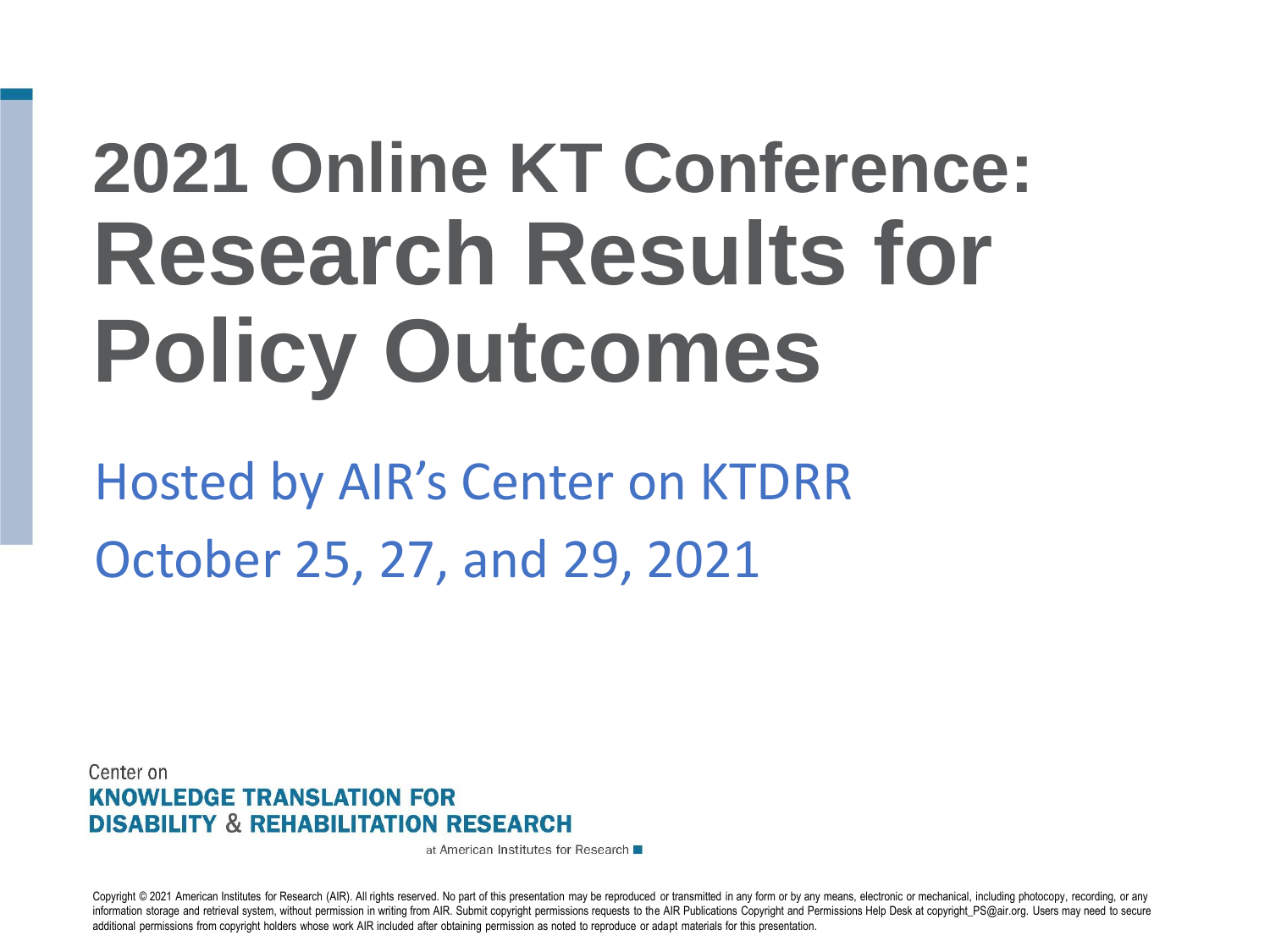# 2021 Online KT Conference: Research Results for Policy Outcomes

Hosted by AIR's Center on KTDRR

October 25, 27, and 29, 2021

Center on
**KNOWLEDGE TRANSLATION FOR DISABILITY & REHABILITATION RESEARCH**
at American Institutes for Research

Copyright © 2021 American Institutes for Research (AIR). All rights reserved. No part of this presentation may be reproduced or transmitted in any form or by any means, electronic or mechanical, including photocopy, recording, or any information storage and retrieval system, without permission in writing from AIR. Submit copyright permissions requests to the AIR Publications Copyright and Permissions Help Desk at copyright_PS@air.org. Users may need to secure additional permissions from copyright holders whose work AIR included after obtaining permission as noted to reproduce or adapt materials for this presentation.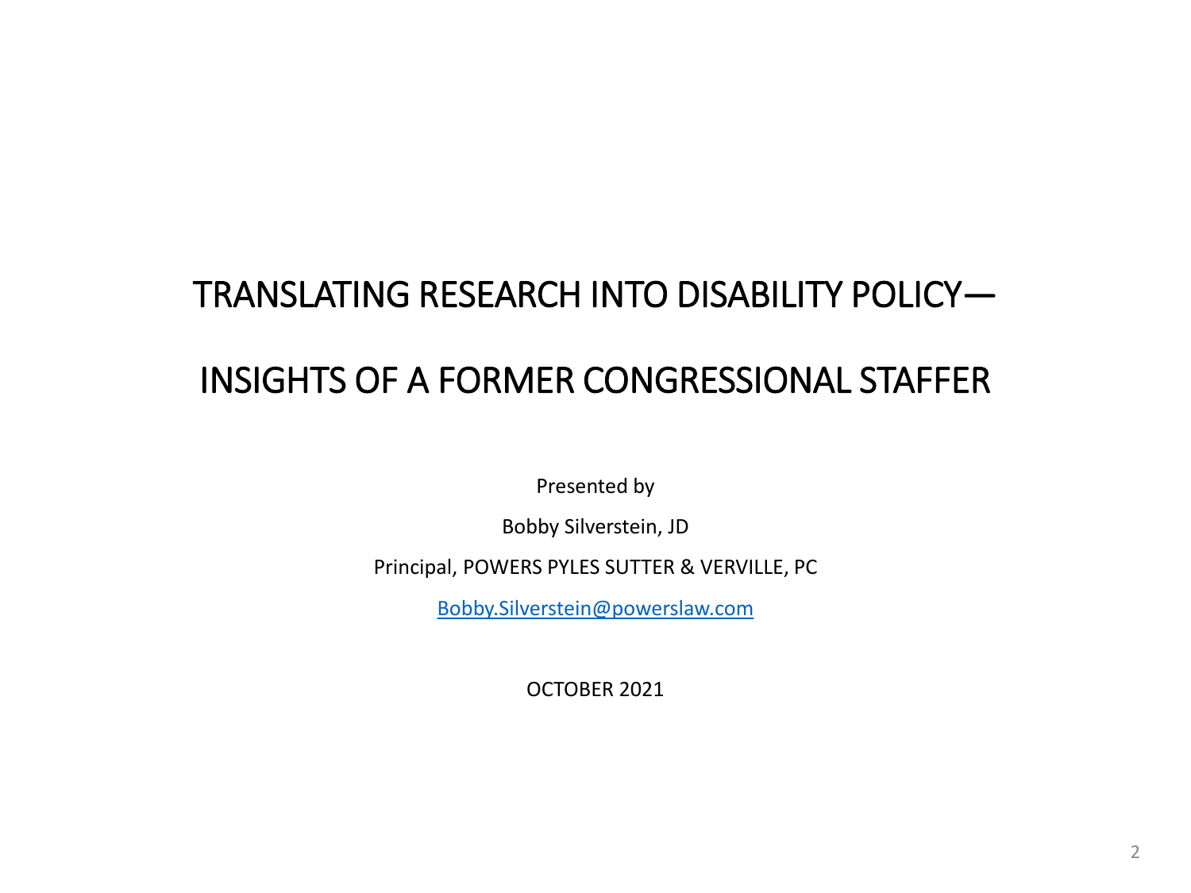# TRANSLATING RESEARCH INTO DISABILITY POLICY—

# INSIGHTS OF A FORMER CONGRESSIONAL STAFFER

Presented by

Bobby Silverstein, JD

Principal, POWERS PYLES SUTTER & VERVILLE, PC

Bobby.Silverstein@powerslaw.com

OCTOBER 2021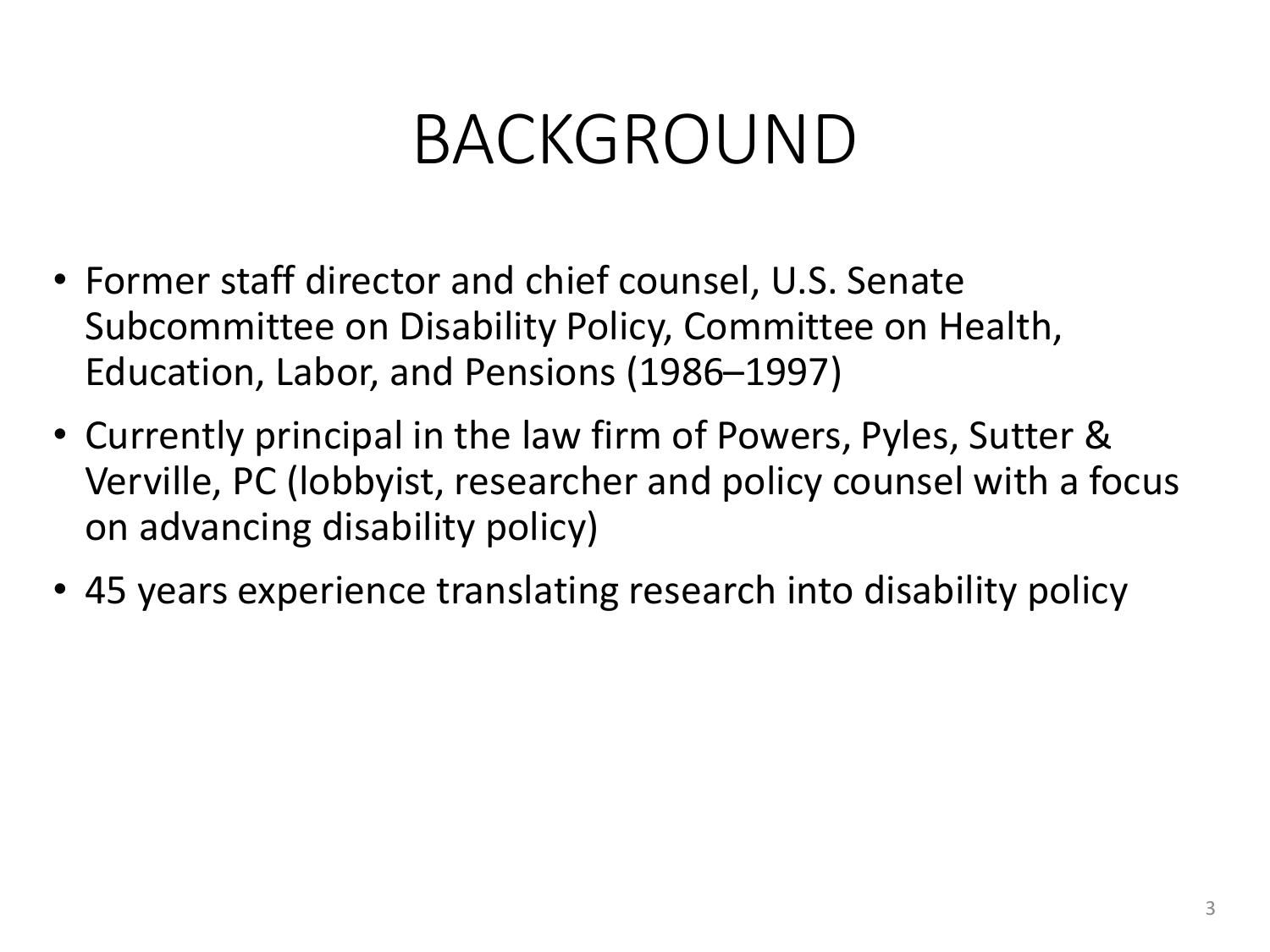# BACKGROUND

- Former staff director and chief counsel, U.S. Senate Subcommittee on Disability Policy, Committee on Health, Education, Labor, and Pensions (1986–1997)
- Currently principal in the law firm of Powers, Pyles, Sutter & Verville, PC (lobbyist, researcher and policy counsel with a focus on advancing disability policy)
- 45 years experience translating research into disability policy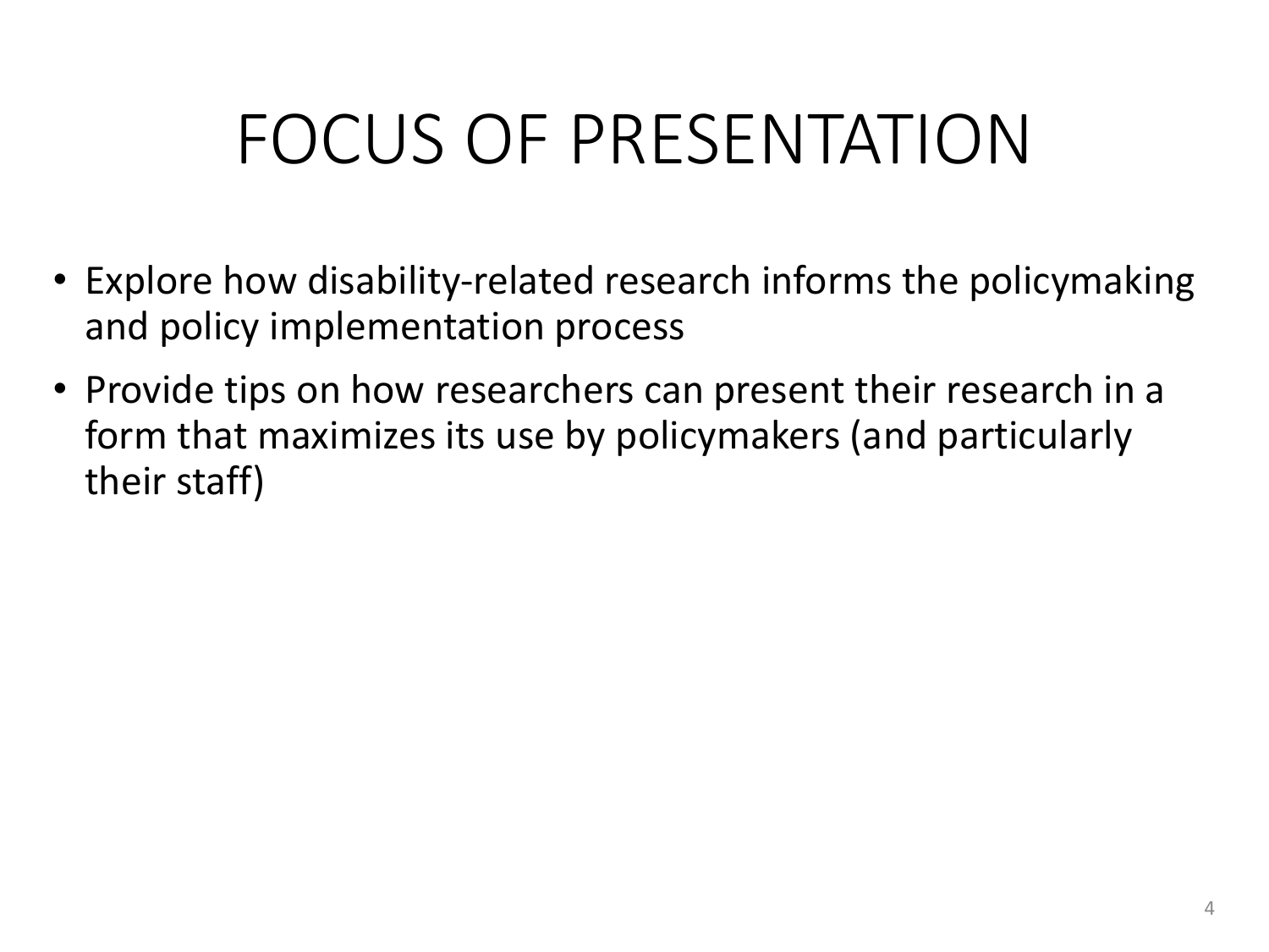# FOCUS OF PRESENTATION

- Explore how disability-related research informs the policymaking and policy implementation process
- Provide tips on how researchers can present their research in a form that maximizes its use by policymakers (and particularly their staff)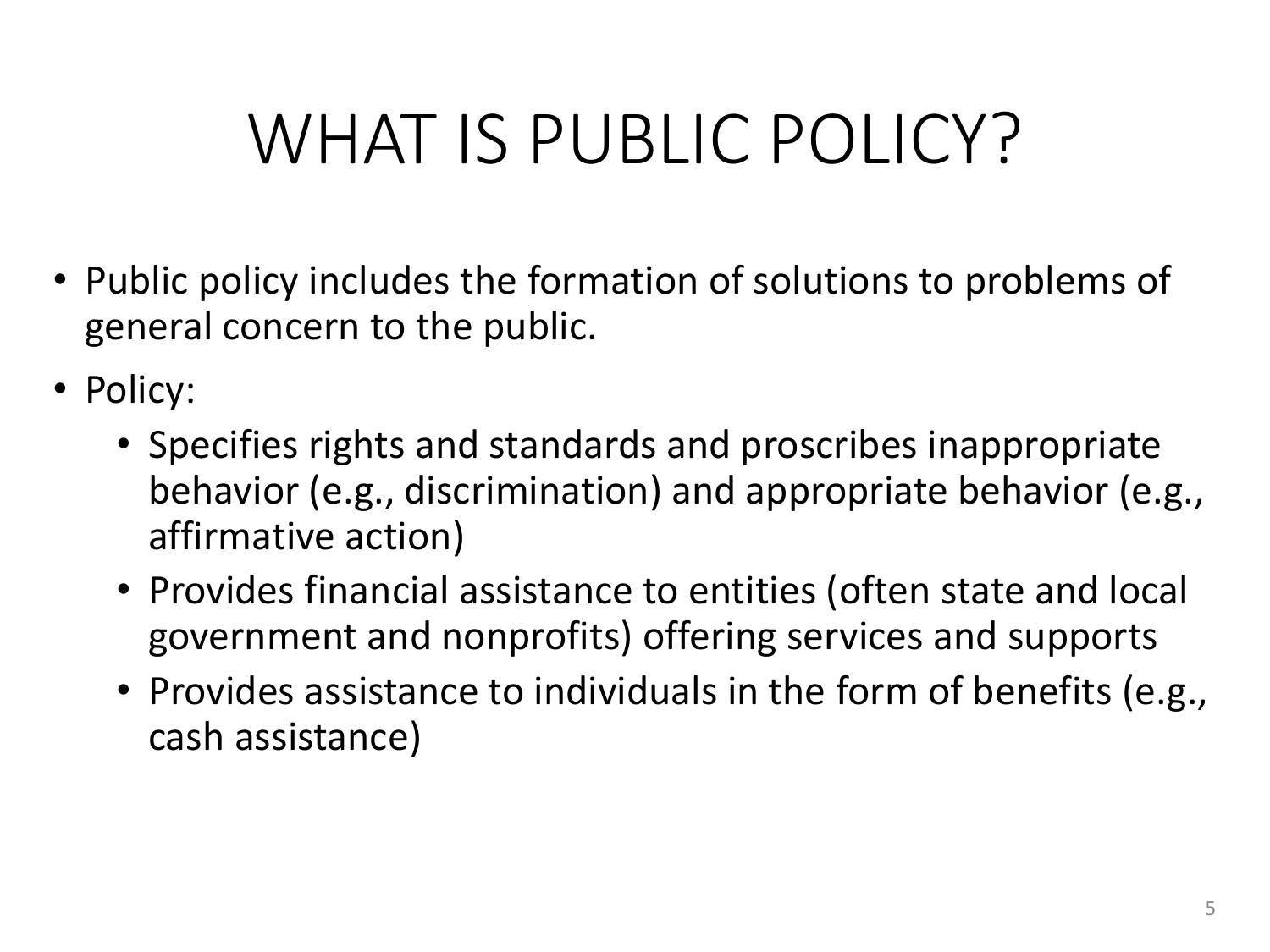# WHAT IS PUBLIC POLICY?

- Public policy includes the formation of solutions to problems of general concern to the public.
- Policy:
  - Specifies rights and standards and proscribes inappropriate behavior (e.g., discrimination) and appropriate behavior (e.g., affirmative action)
  - Provides financial assistance to entities (often state and local government and nonprofits) offering services and supports
  - Provides assistance to individuals in the form of benefits (e.g., cash assistance)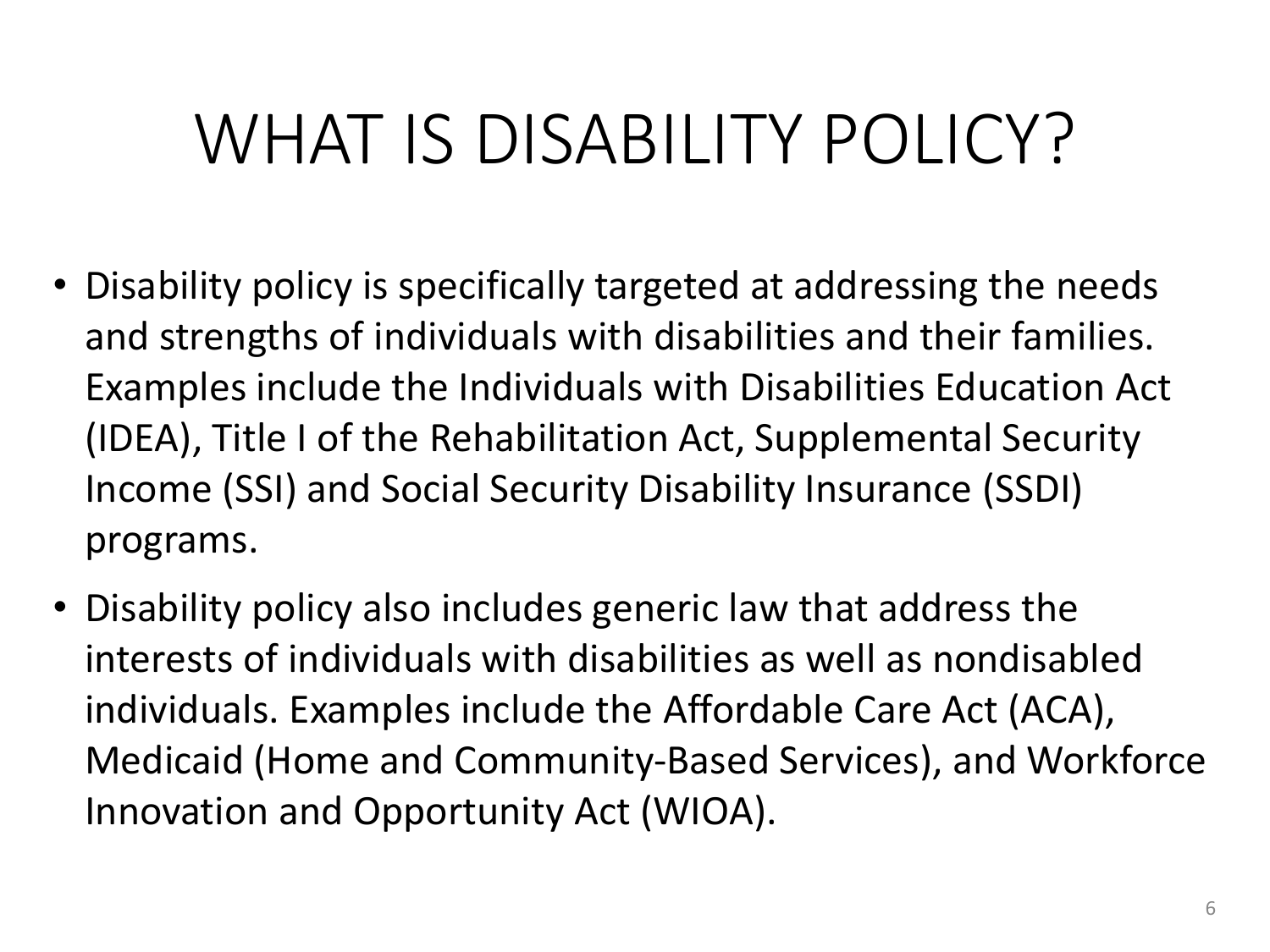# WHAT IS DISABILITY POLICY?

- Disability policy is specifically targeted at addressing the needs and strengths of individuals with disabilities and their families. Examples include the Individuals with Disabilities Education Act (IDEA), Title I of the Rehabilitation Act, Supplemental Security Income (SSI) and Social Security Disability Insurance (SSDI) programs.
- Disability policy also includes generic law that address the interests of individuals with disabilities as well as nondisabled individuals. Examples include the Affordable Care Act (ACA), Medicaid (Home and Community-Based Services), and Workforce Innovation and Opportunity Act (WIOA).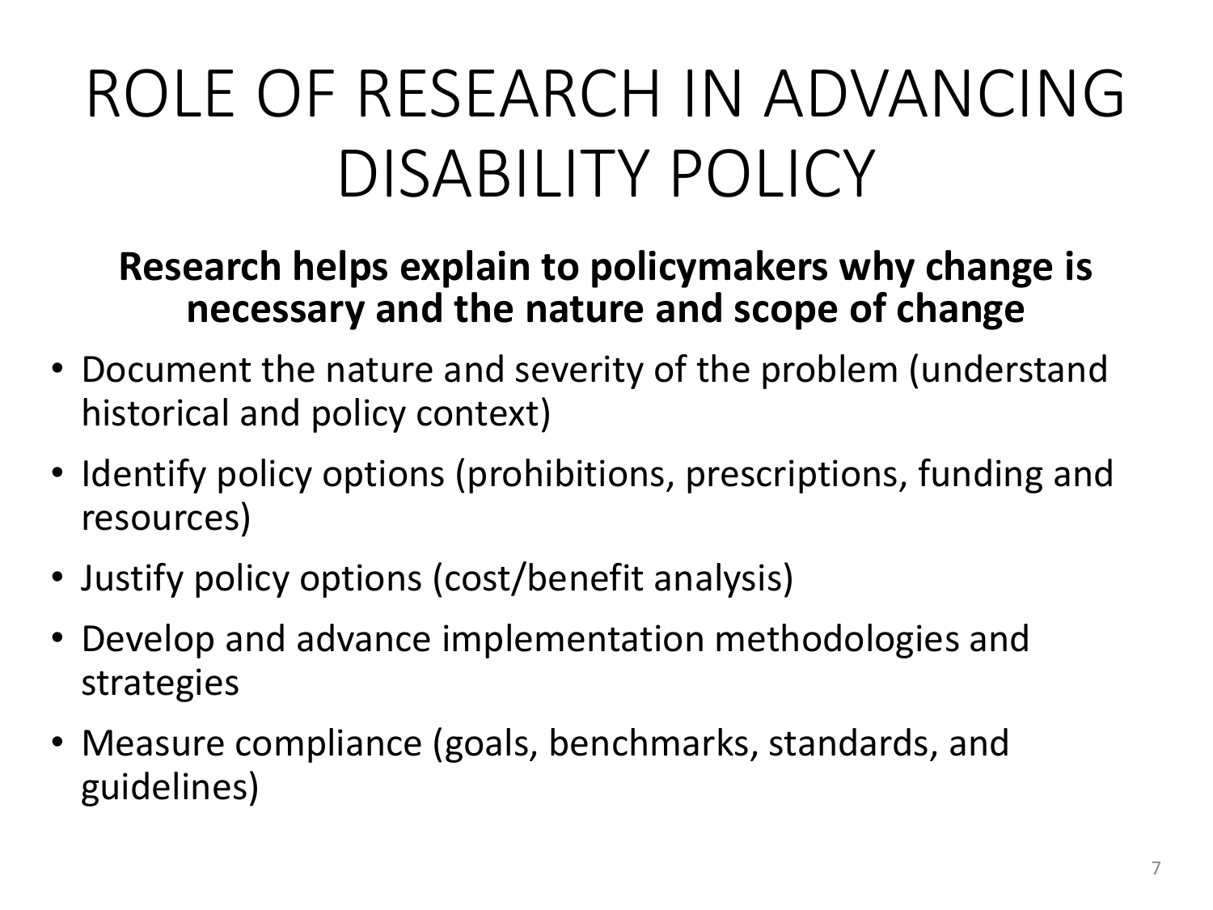# ROLE OF RESEARCH IN ADVANCING DISABILITY POLICY

**Research helps explain to policymakers why change is necessary and the nature and scope of change**

- Document the nature and severity of the problem (understand historical and policy context)
- Identify policy options (prohibitions, prescriptions, funding and resources)
- Justify policy options (cost/benefit analysis)
- Develop and advance implementation methodologies and strategies
- Measure compliance (goals, benchmarks, standards, and guidelines)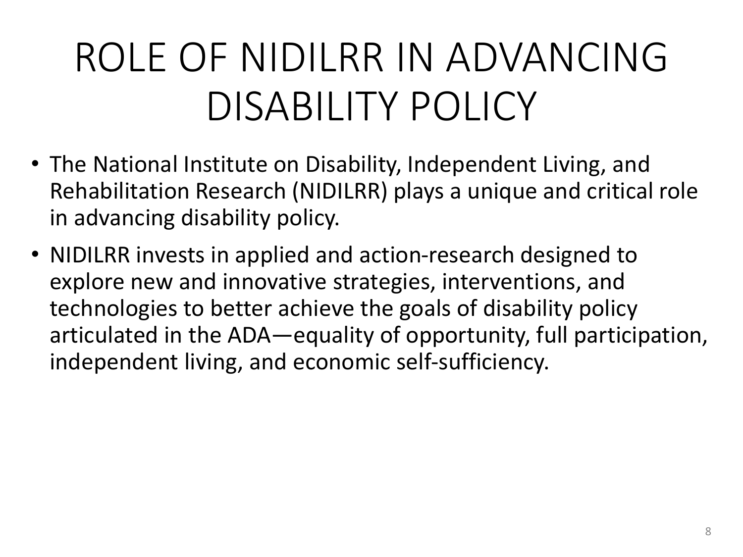# ROLE OF NIDILRR IN ADVANCING DISABILITY POLICY

- The National Institute on Disability, Independent Living, and Rehabilitation Research (NIDILRR) plays a unique and critical role in advancing disability policy.
- NIDILRR invests in applied and action-research designed to explore new and innovative strategies, interventions, and technologies to better achieve the goals of disability policy articulated in the ADA—equality of opportunity, full participation, independent living, and economic self-sufficiency.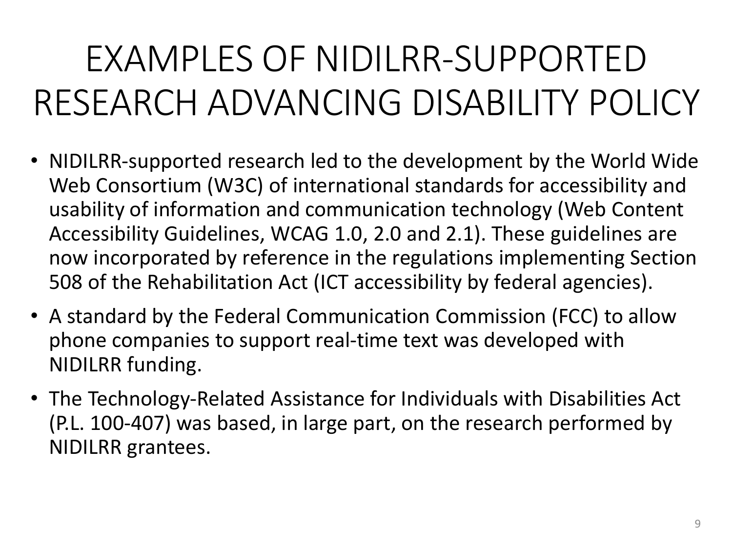# EXAMPLES OF NIDILRR-SUPPORTED RESEARCH ADVANCING DISABILITY POLICY

- NIDILRR-supported research led to the development by the World Wide Web Consortium (W3C) of international standards for accessibility and usability of information and communication technology (Web Content Accessibility Guidelines, WCAG 1.0, 2.0 and 2.1). These guidelines are now incorporated by reference in the regulations implementing Section 508 of the Rehabilitation Act (ICT accessibility by federal agencies).
- A standard by the Federal Communication Commission (FCC) to allow phone companies to support real-time text was developed with NIDILRR funding.
- The Technology-Related Assistance for Individuals with Disabilities Act (P.L. 100-407) was based, in large part, on the research performed by NIDILRR grantees.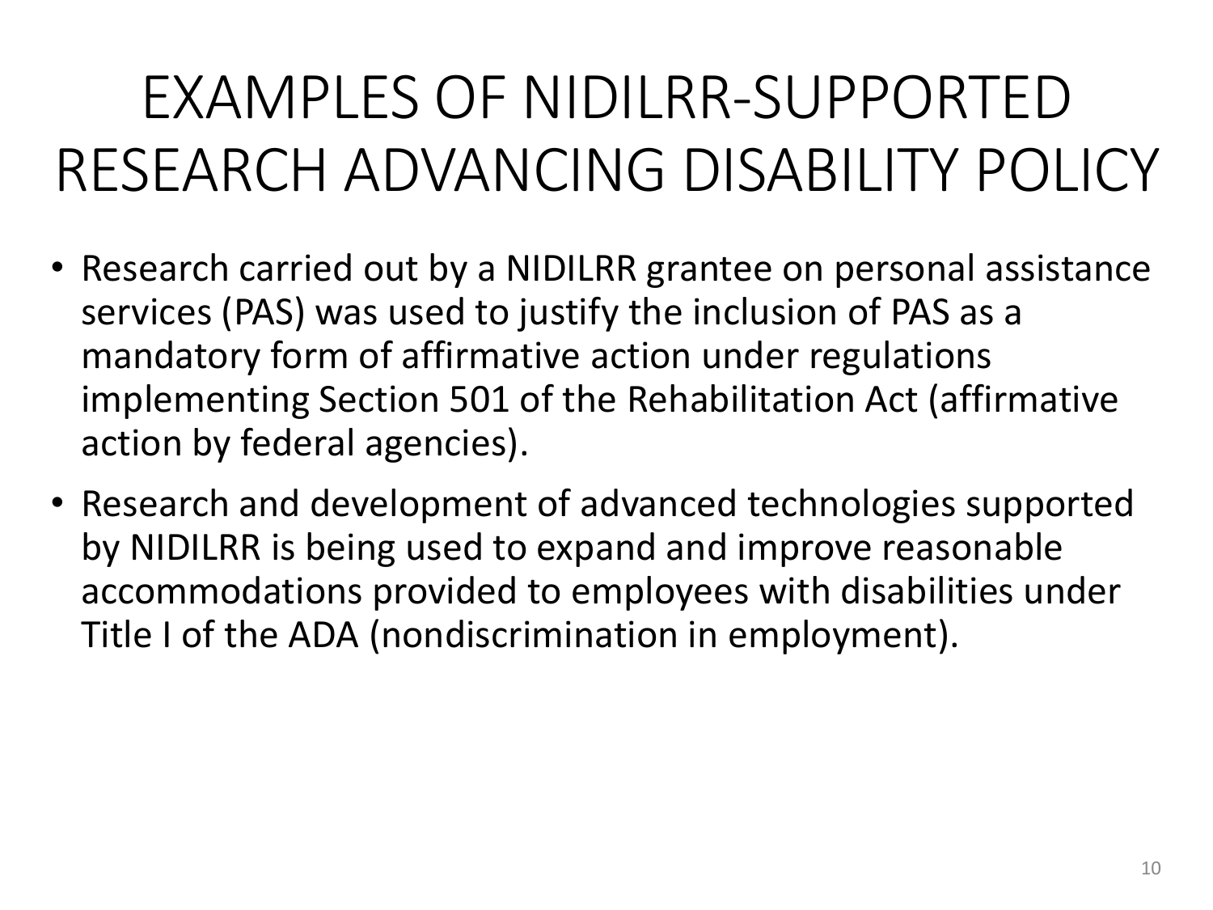# EXAMPLES OF NIDILRR-SUPPORTED RESEARCH ADVANCING DISABILITY POLICY

- Research carried out by a NIDILRR grantee on personal assistance services (PAS) was used to justify the inclusion of PAS as a mandatory form of affirmative action under regulations implementing Section 501 of the Rehabilitation Act (affirmative action by federal agencies).
- Research and development of advanced technologies supported by NIDILRR is being used to expand and improve reasonable accommodations provided to employees with disabilities under Title I of the ADA (nondiscrimination in employment).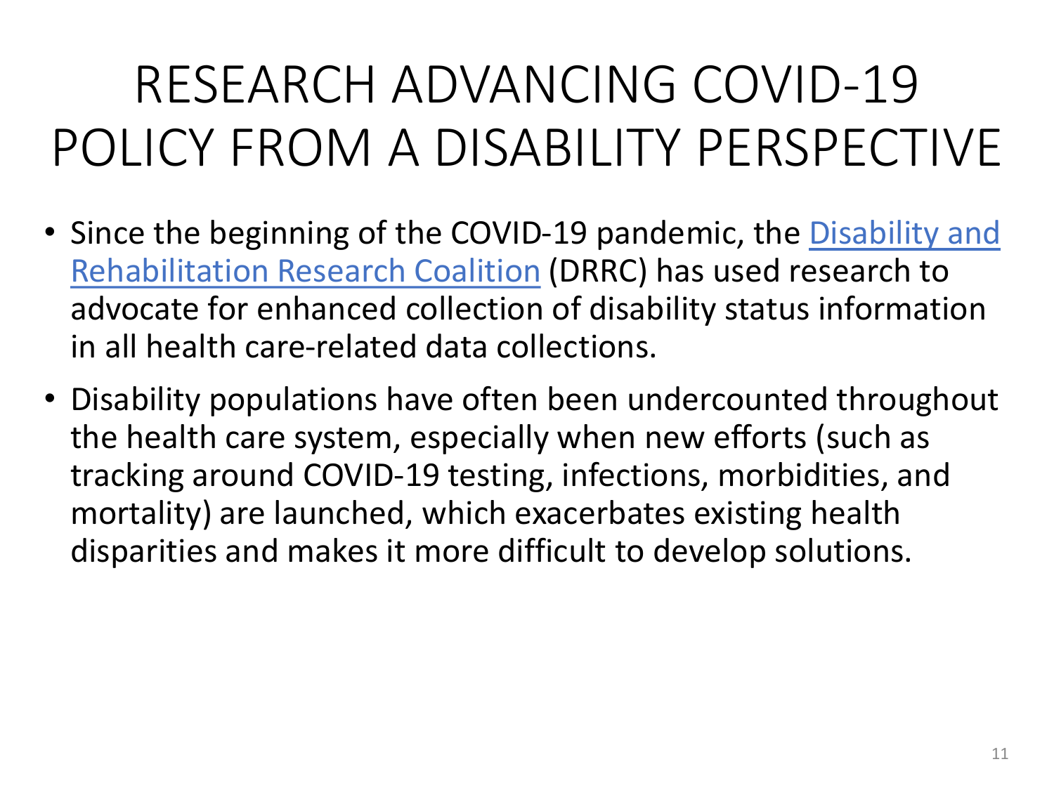# RESEARCH ADVANCING COVID-19 POLICY FROM A DISABILITY PERSPECTIVE

- Since the beginning of the COVID-19 pandemic, the Disability and Rehabilitation Research Coalition (DRRC) has used research to advocate for enhanced collection of disability status information in all health care-related data collections.
- Disability populations have often been undercounted throughout the health care system, especially when new efforts (such as tracking around COVID-19 testing, infections, morbidities, and mortality) are launched, which exacerbates existing health disparities and makes it more difficult to develop solutions.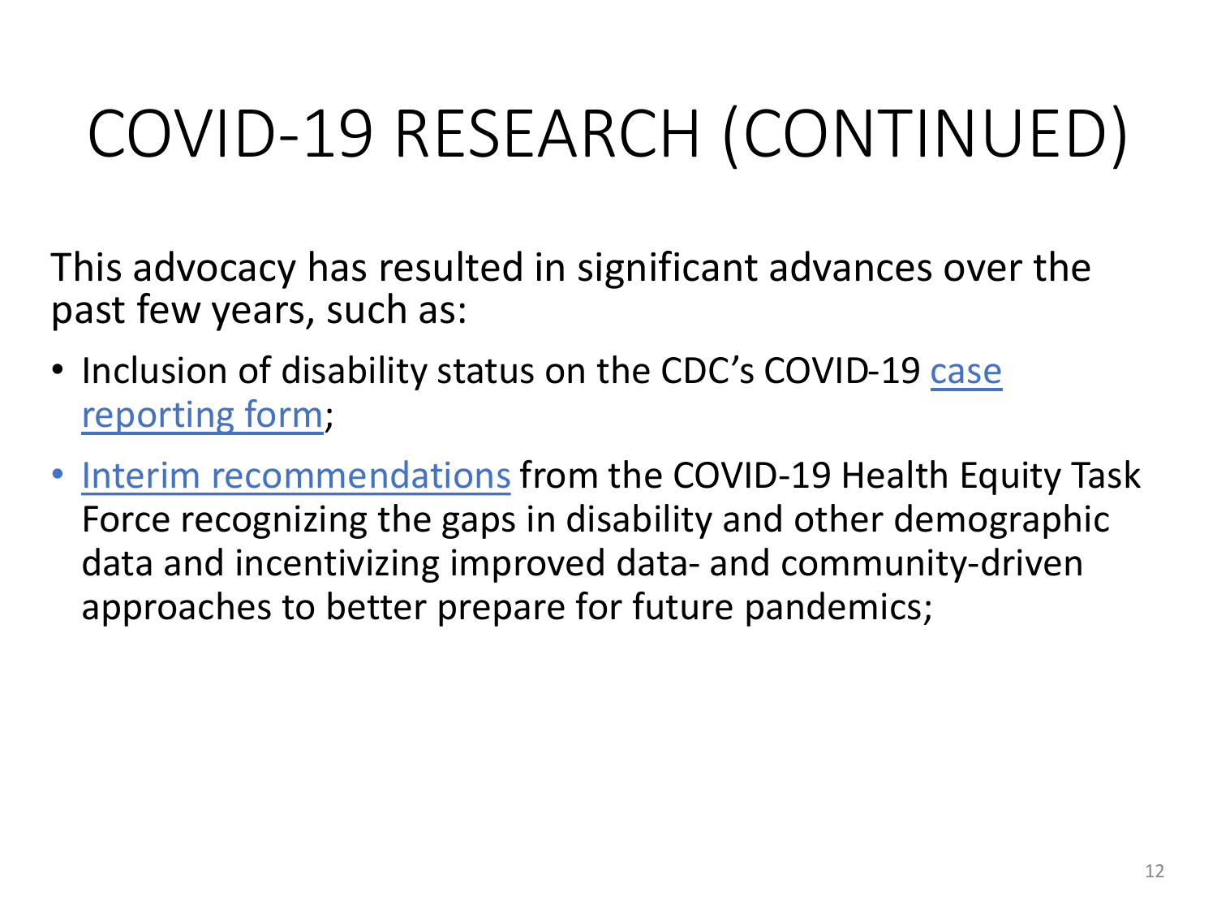# COVID-19 RESEARCH (CONTINUED)

This advocacy has resulted in significant advances over the past few years, such as:

- Inclusion of disability status on the CDC's COVID-19 case reporting form;
- Interim recommendations from the COVID-19 Health Equity Task Force recognizing the gaps in disability and other demographic data and incentivizing improved data- and community-driven approaches to better prepare for future pandemics;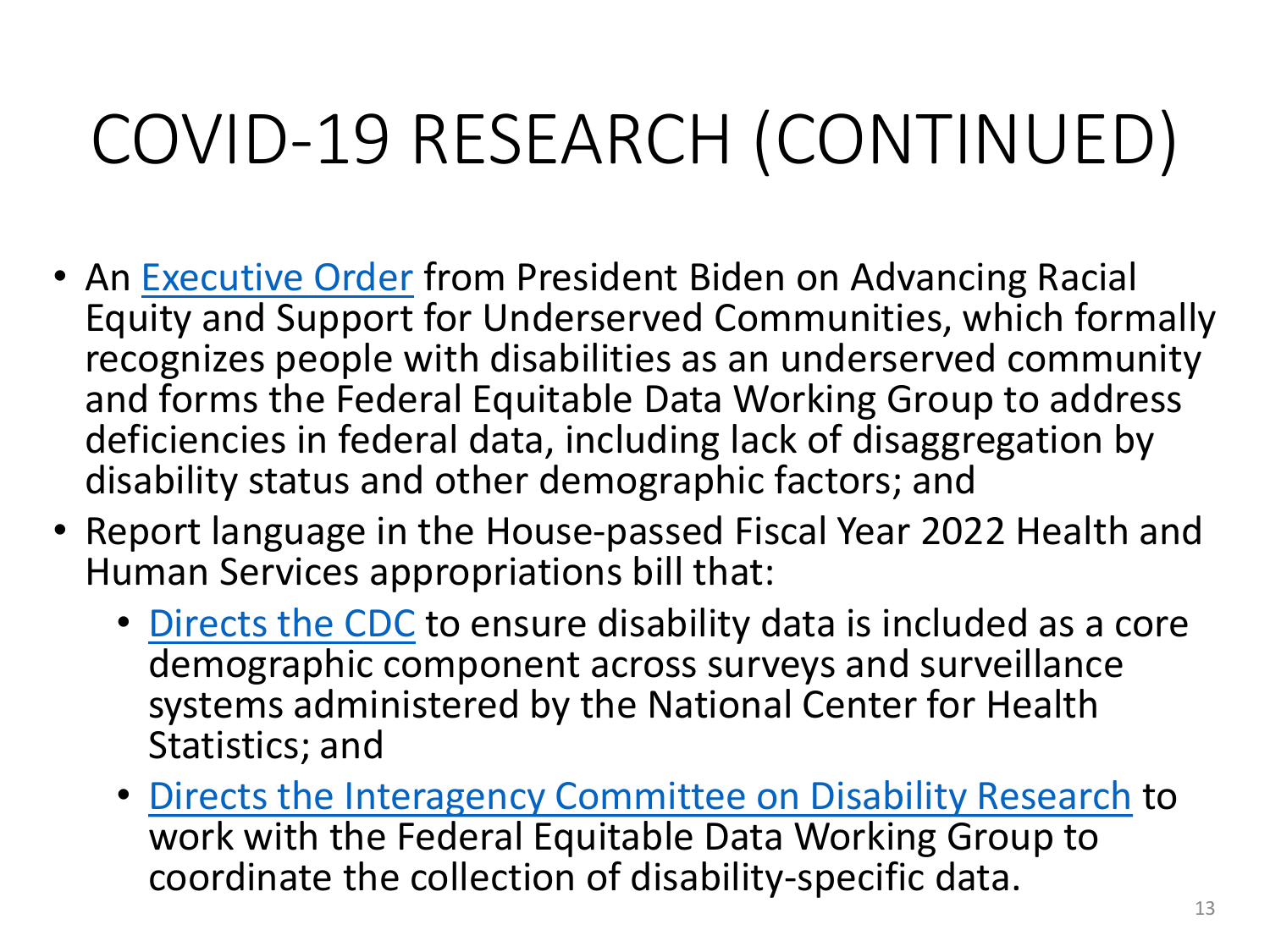# COVID-19 RESEARCH (CONTINUED)

- An Executive Order from President Biden on Advancing Racial Equity and Support for Underserved Communities, which formally recognizes people with disabilities as an underserved community and forms the Federal Equitable Data Working Group to address deficiencies in federal data, including lack of disaggregation by disability status and other demographic factors; and
- Report language in the House-passed Fiscal Year 2022 Health and Human Services appropriations bill that:
  - Directs the CDC to ensure disability data is included as a core demographic component across surveys and surveillance systems administered by the National Center for Health Statistics; and
  - Directs the Interagency Committee on Disability Research to work with the Federal Equitable Data Working Group to coordinate the collection of disability-specific data.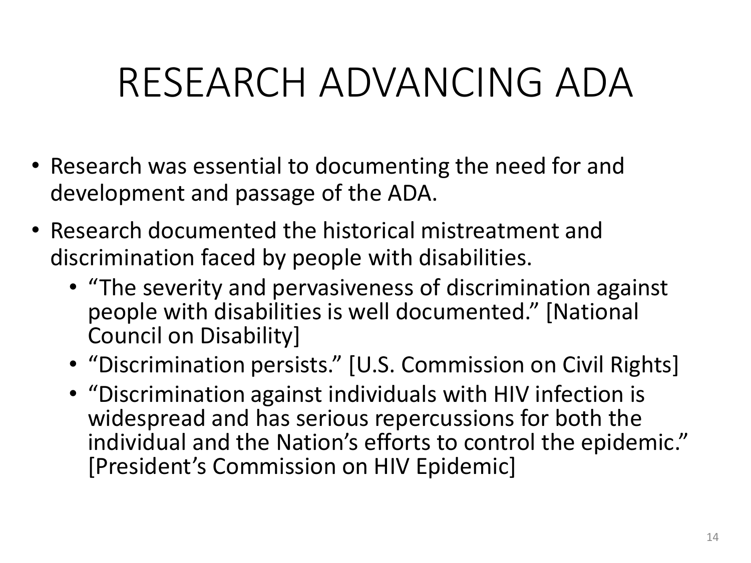# RESEARCH ADVANCING ADA

- Research was essential to documenting the need for and development and passage of the ADA.
- Research documented the historical mistreatment and discrimination faced by people with disabilities.
  - "The severity and pervasiveness of discrimination against people with disabilities is well documented." [National Council on Disability]
  - "Discrimination persists." [U.S. Commission on Civil Rights]
  - "Discrimination against individuals with HIV infection is widespread and has serious repercussions for both the individual and the Nation's efforts to control the epidemic." [President's Commission on HIV Epidemic]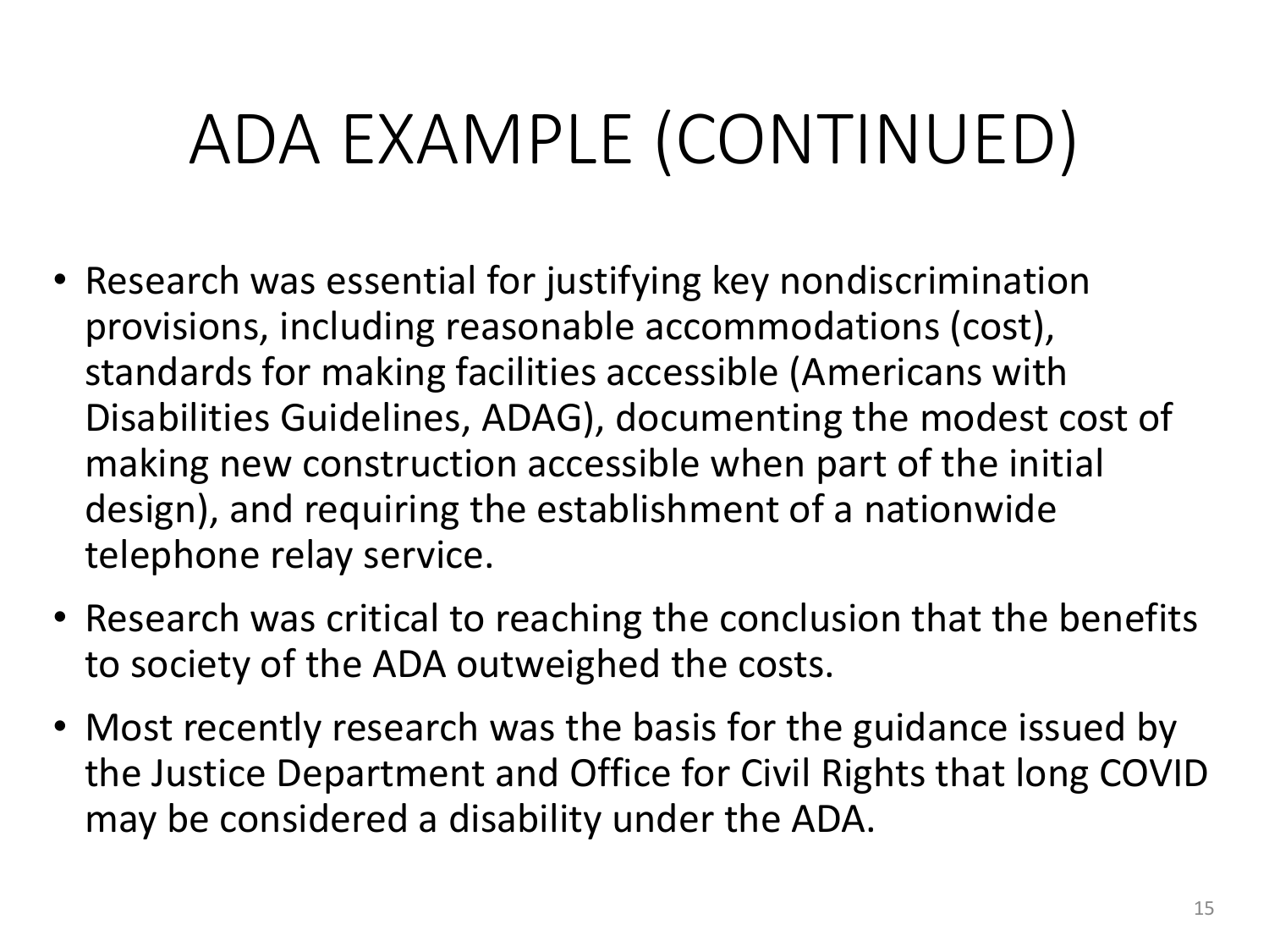# ADA EXAMPLE (CONTINUED)

- Research was essential for justifying key nondiscrimination provisions, including reasonable accommodations (cost), standards for making facilities accessible (Americans with Disabilities Guidelines, ADAG), documenting the modest cost of making new construction accessible when part of the initial design), and requiring the establishment of a nationwide telephone relay service.
- Research was critical to reaching the conclusion that the benefits to society of the ADA outweighed the costs.
- Most recently research was the basis for the guidance issued by the Justice Department and Office for Civil Rights that long COVID may be considered a disability under the ADA.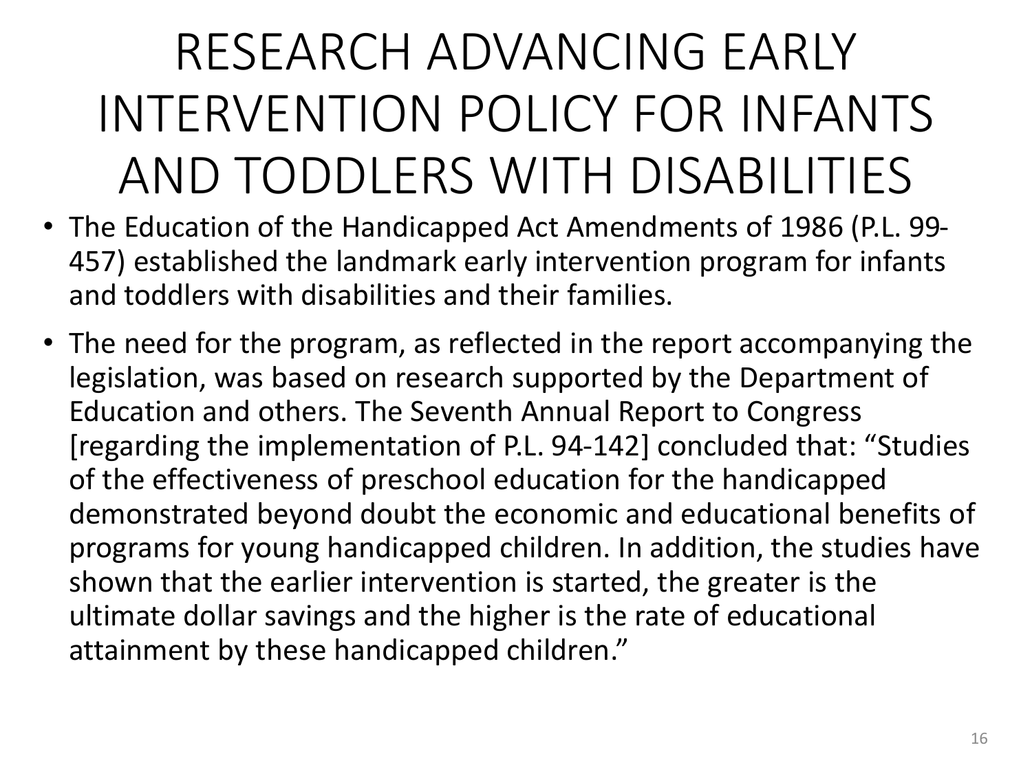# RESEARCH ADVANCING EARLY INTERVENTION POLICY FOR INFANTS AND TODDLERS WITH DISABILITIES

- The Education of the Handicapped Act Amendments of 1986 (P.L. 99-457) established the landmark early intervention program for infants and toddlers with disabilities and their families.
- The need for the program, as reflected in the report accompanying the legislation, was based on research supported by the Department of Education and others. The Seventh Annual Report to Congress [regarding the implementation of P.L. 94-142] concluded that: "Studies of the effectiveness of preschool education for the handicapped demonstrated beyond doubt the economic and educational benefits of programs for young handicapped children. In addition, the studies have shown that the earlier intervention is started, the greater is the ultimate dollar savings and the higher is the rate of educational attainment by these handicapped children."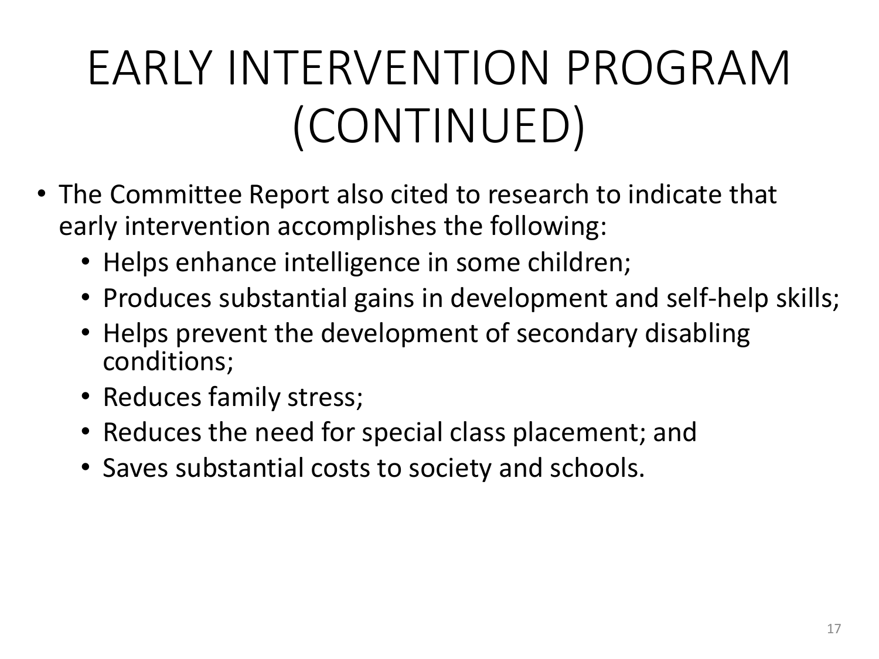# EARLY INTERVENTION PROGRAM (CONTINUED)

- The Committee Report also cited to research to indicate that early intervention accomplishes the following:
  - Helps enhance intelligence in some children;
  - Produces substantial gains in development and self-help skills;
  - Helps prevent the development of secondary disabling conditions;
  - Reduces family stress;
  - Reduces the need for special class placement; and
  - Saves substantial costs to society and schools.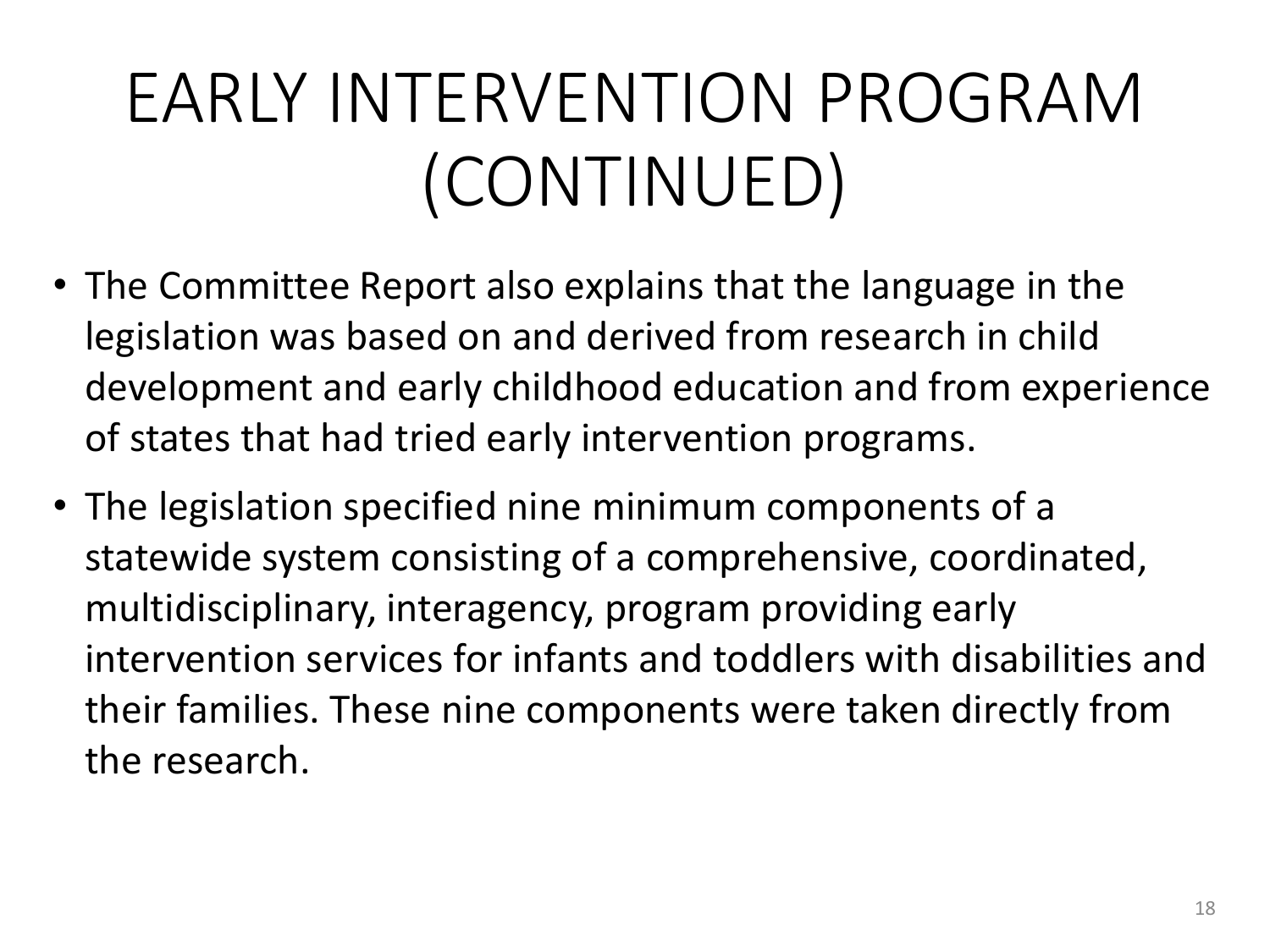# EARLY INTERVENTION PROGRAM (CONTINUED)

- The Committee Report also explains that the language in the legislation was based on and derived from research in child development and early childhood education and from experience of states that had tried early intervention programs.
- The legislation specified nine minimum components of a statewide system consisting of a comprehensive, coordinated, multidisciplinary, interagency, program providing early intervention services for infants and toddlers with disabilities and their families. These nine components were taken directly from the research.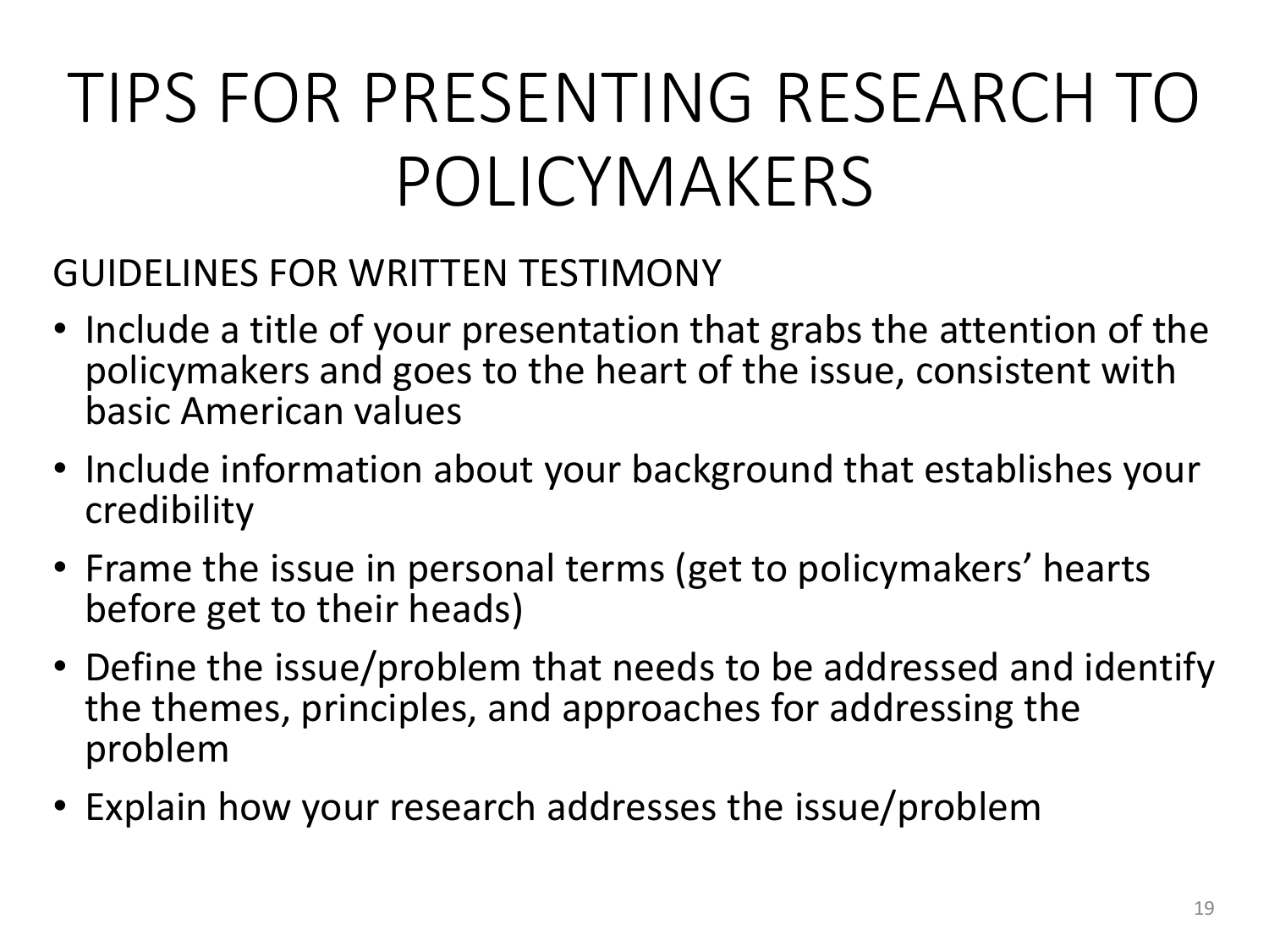# TIPS FOR PRESENTING RESEARCH TO POLICYMAKERS

GUIDELINES FOR WRITTEN TESTIMONY

- Include a title of your presentation that grabs the attention of the policymakers and goes to the heart of the issue, consistent with basic American values
- Include information about your background that establishes your credibility
- Frame the issue in personal terms (get to policymakers' hearts before get to their heads)
- Define the issue/problem that needs to be addressed and identify the themes, principles, and approaches for addressing the problem
- Explain how your research addresses the issue/problem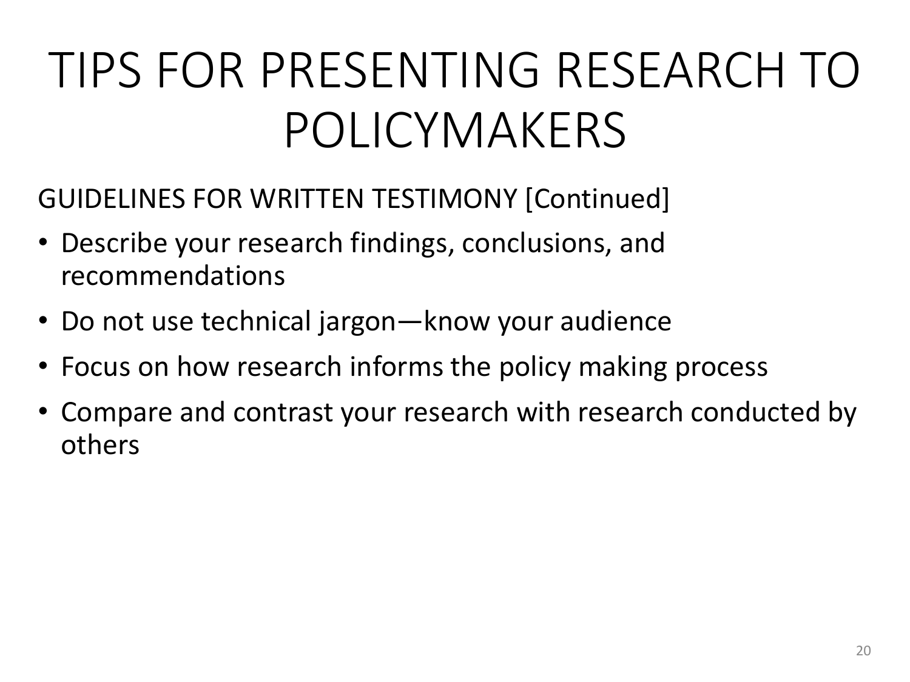# TIPS FOR PRESENTING RESEARCH TO POLICYMAKERS

GUIDELINES FOR WRITTEN TESTIMONY [Continued]

- Describe your research findings, conclusions, and recommendations
- Do not use technical jargon—know your audience
- Focus on how research informs the policy making process
- Compare and contrast your research with research conducted by others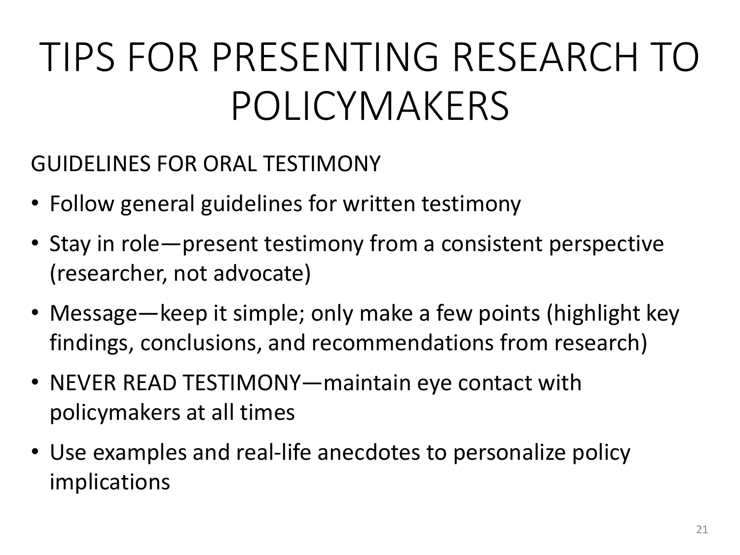# TIPS FOR PRESENTING RESEARCH TO POLICYMAKERS

GUIDELINES FOR ORAL TESTIMONY

- Follow general guidelines for written testimony
- Stay in role—present testimony from a consistent perspective (researcher, not advocate)
- Message—keep it simple; only make a few points (highlight key findings, conclusions, and recommendations from research)
- NEVER READ TESTIMONY—maintain eye contact with policymakers at all times
- Use examples and real-life anecdotes to personalize policy implications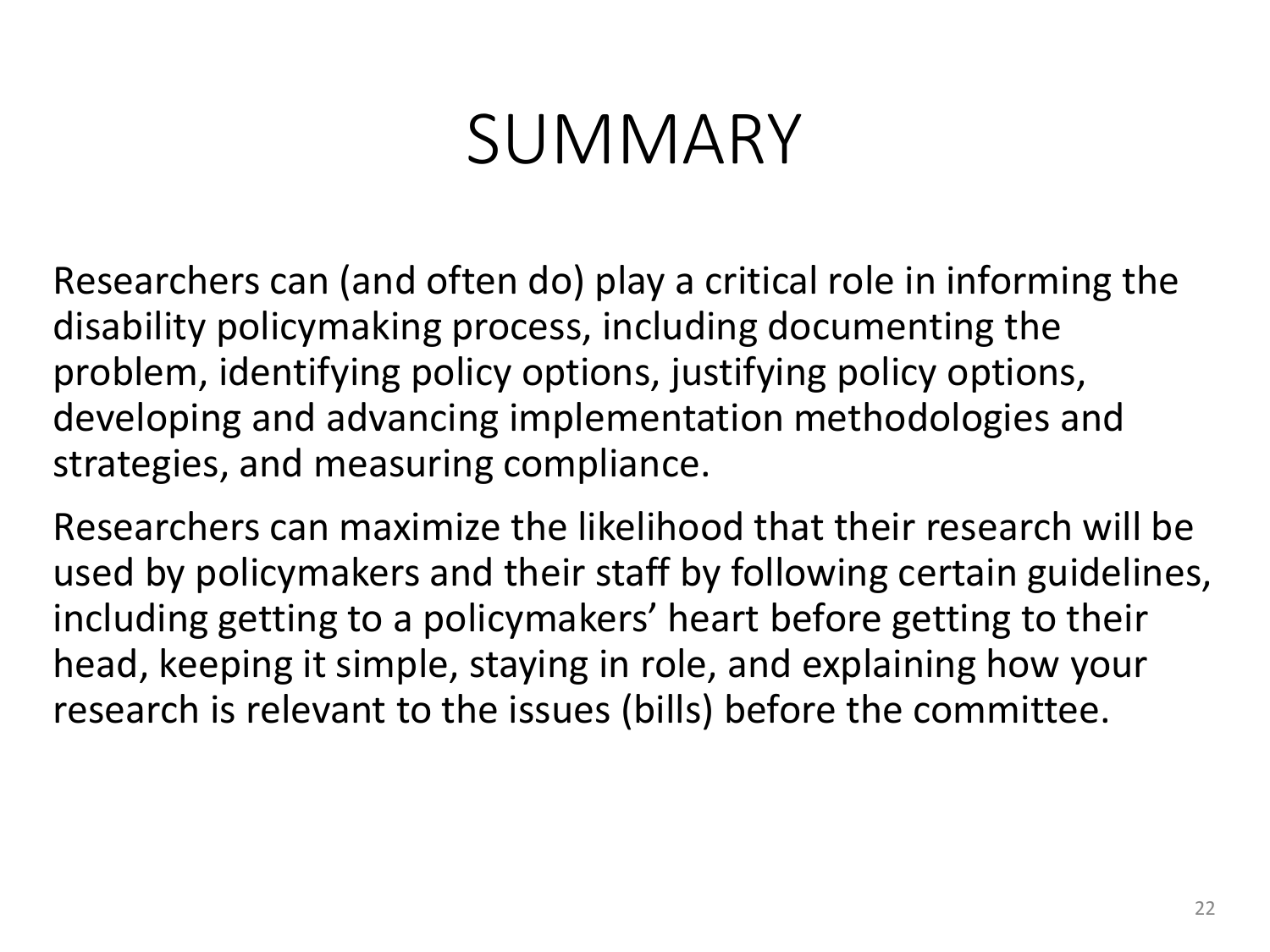# SUMMARY

Researchers can (and often do) play a critical role in informing the disability policymaking process, including documenting the problem, identifying policy options, justifying policy options, developing and advancing implementation methodologies and strategies, and measuring compliance.

Researchers can maximize the likelihood that their research will be used by policymakers and their staff by following certain guidelines, including getting to a policymakers' heart before getting to their head, keeping it simple, staying in role, and explaining how your research is relevant to the issues (bills) before the committee.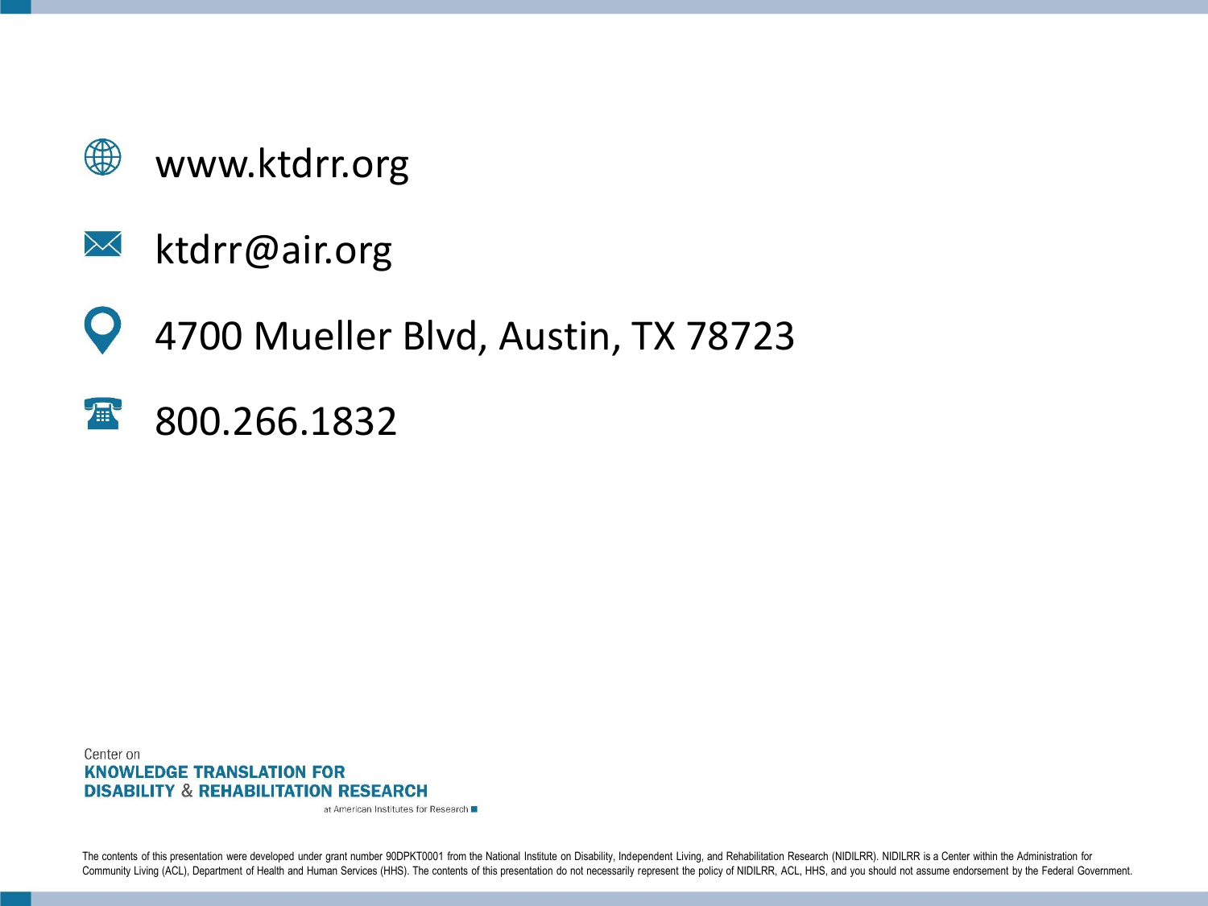www.ktdrr.org

ktdrr@air.org

4700 Mueller Blvd, Austin, TX 78723

800.266.1832

Center on
**KNOWLEDGE TRANSLATION FOR DISABILITY & REHABILITATION RESEARCH**
at American Institutes for Research

The contents of this presentation were developed under grant number 90DPKT0001 from the National Institute on Disability, Independent Living, and Rehabilitation Research (NIDILRR). NIDILRR is a Center within the Administration for Community Living (ACL), Department of Health and Human Services (HHS). The contents of this presentation do not necessarily represent the policy of NIDILRR, ACL, HHS, and you should not assume endorsement by the Federal Government.